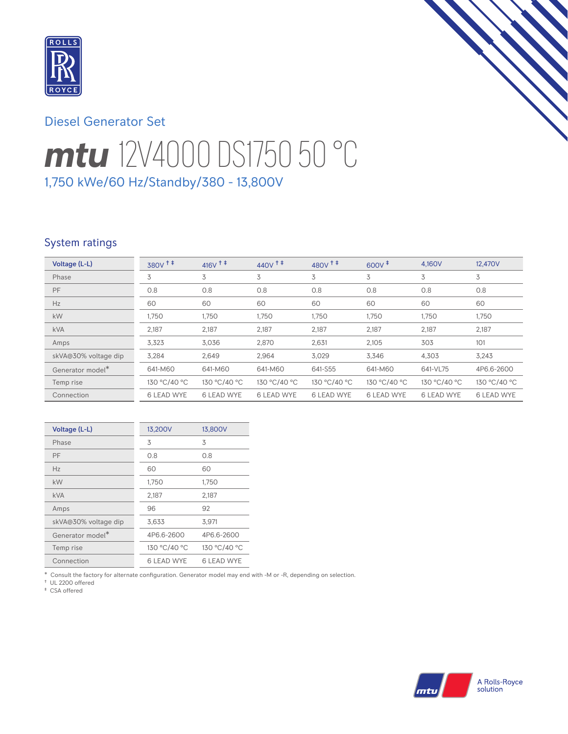Diesel Generator Set

# mtu 12V4000 DS1750 50 °C

1,750 kWe/60 Hz/Standby/380 - 13,800V

## System ratings

| Voltage (L-L) | 380V †‡ | 416V †‡ | 440V †‡ | 480V †‡ | 600V ‡ | 4,160V | 12,470V |
|---|---|---|---|---|---|---|---|
| Phase | 3 | 3 | 3 | 3 | 3 | 3 | 3 |
| PF | 0.8 | 0.8 | 0.8 | 0.8 | 0.8 | 0.8 | 0.8 |
| Hz | 60 | 60 | 60 | 60 | 60 | 60 | 60 |
| kW | 1,750 | 1,750 | 1,750 | 1,750 | 1,750 | 1,750 | 1,750 |
| kVA | 2,187 | 2,187 | 2,187 | 2,187 | 2,187 | 2,187 | 2,187 |
| Amps | 3,323 | 3,036 | 2,870 | 2,631 | 2,105 | 303 | 101 |
| skVA@30% voltage dip | 3,284 | 2,649 | 2,964 | 3,029 | 3,346 | 4,303 | 3,243 |
| Generator model* | 641-M60 | 641-M60 | 641-M60 | 641-S55 | 641-M60 | 641-VL75 | 4P6.6-2600 |
| Temp rise | 130 °C/40 °C | 130 °C/40 °C | 130 °C/40 °C | 130 °C/40 °C | 130 °C/40 °C | 130 °C/40 °C | 130 °C/40 °C |
| Connection | 6 LEAD WYE | 6 LEAD WYE | 6 LEAD WYE | 6 LEAD WYE | 6 LEAD WYE | 6 LEAD WYE | 6 LEAD WYE |

| Voltage (L-L) | 13,200V | 13,800V |
|---|---|---|
| Phase | 3 | 3 |
| PF | 0.8 | 0.8 |
| Hz | 60 | 60 |
| kW | 1,750 | 1,750 |
| kVA | 2,187 | 2,187 |
| Amps | 96 | 92 |
| skVA@30% voltage dip | 3,633 | 3,971 |
| Generator model* | 4P6.6-2600 | 4P6.6-2600 |
| Temp rise | 130 °C/40 °C | 130 °C/40 °C |
| Connection | 6 LEAD WYE | 6 LEAD WYE |

\* Consult the factory for alternate configuration. Generator model may end with -M or -R, depending on selection.
† UL 2200 offered
‡ CSA offered

A Rolls-Royce solution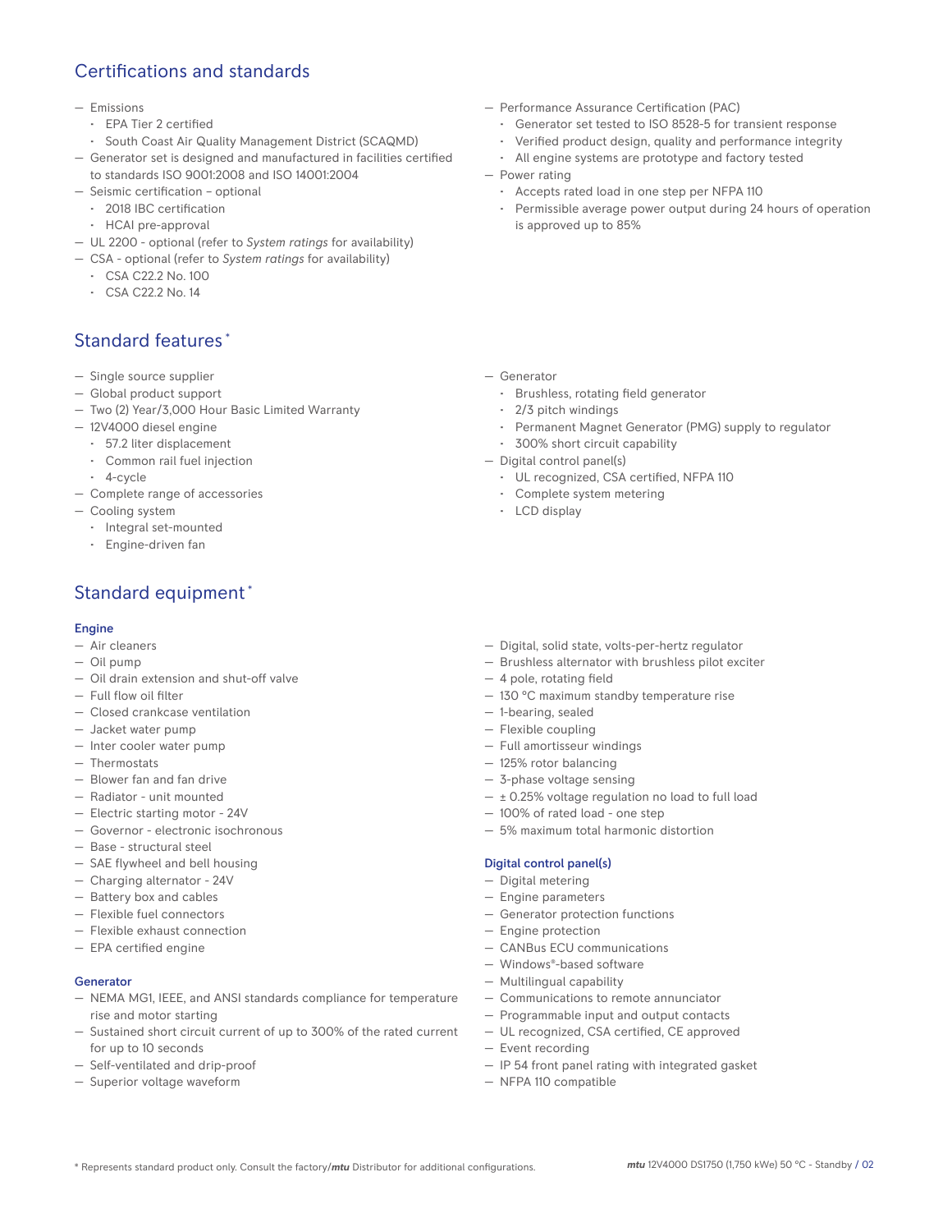## Certifications and standards

- Emissions
  - EPA Tier 2 certified
  - South Coast Air Quality Management District (SCAQMD)
- Generator set is designed and manufactured in facilities certified to standards ISO 9001:2008 and ISO 14001:2004
- Seismic certification – optional
  - 2018 IBC certification
  - HCAI pre-approval
- UL 2200 - optional (refer to *System ratings* for availability)
- CSA - optional (refer to *System ratings* for availability)
  - CSA C22.2 No. 100
  - CSA C22.2 No. 14
- Performance Assurance Certification (PAC)
  - Generator set tested to ISO 8528-5 for transient response
  - Verified product design, quality and performance integrity
  - All engine systems are prototype and factory tested
- Power rating
  - Accepts rated load in one step per NFPA 110
  - Permissible average power output during 24 hours of operation is approved up to 85%

## Standard features*

- Single source supplier
- Global product support
- Two (2) Year/3,000 Hour Basic Limited Warranty
- 12V4000 diesel engine
  - 57.2 liter displacement
  - Common rail fuel injection
  - 4-cycle
- Complete range of accessories
- Cooling system
  - Integral set-mounted
  - Engine-driven fan
- Generator
  - Brushless, rotating field generator
  - 2/3 pitch windings
  - Permanent Magnet Generator (PMG) supply to regulator
  - 300% short circuit capability
- Digital control panel(s)
  - UL recognized, CSA certified, NFPA 110
  - Complete system metering
  - LCD display

## Standard equipment*

### Engine

- Air cleaners
- Oil pump
- Oil drain extension and shut-off valve
- Full flow oil filter
- Closed crankcase ventilation
- Jacket water pump
- Inter cooler water pump
- Thermostats
- Blower fan and fan drive
- Radiator - unit mounted
- Electric starting motor - 24V
- Governor - electronic isochronous
- Base - structural steel
- SAE flywheel and bell housing
- Charging alternator - 24V
- Battery box and cables
- Flexible fuel connectors
- Flexible exhaust connection
- EPA certified engine

### Generator

- NEMA MG1, IEEE, and ANSI standards compliance for temperature rise and motor starting
- Sustained short circuit current of up to 300% of the rated current for up to 10 seconds
- Self-ventilated and drip-proof
- Superior voltage waveform
- Digital, solid state, volts-per-hertz regulator
- Brushless alternator with brushless pilot exciter
- 4 pole, rotating field
- 130 °C maximum standby temperature rise
- 1-bearing, sealed
- Flexible coupling
- Full amortisseur windings
- 125% rotor balancing
- 3-phase voltage sensing
- ± 0.25% voltage regulation no load to full load
- 100% of rated load - one step
- 5% maximum total harmonic distortion

### Digital control panel(s)

- Digital metering
- Engine parameters
- Generator protection functions
- Engine protection
- CANBus ECU communications
- Windows®-based software
- Multilingual capability
- Communications to remote annunciator
- Programmable input and output contacts
- UL recognized, CSA certified, CE approved
- Event recording
- IP 54 front panel rating with integrated gasket
- NFPA 110 compatible

\* Represents standard product only. Consult the factory/***mtu*** Distributor for additional configurations.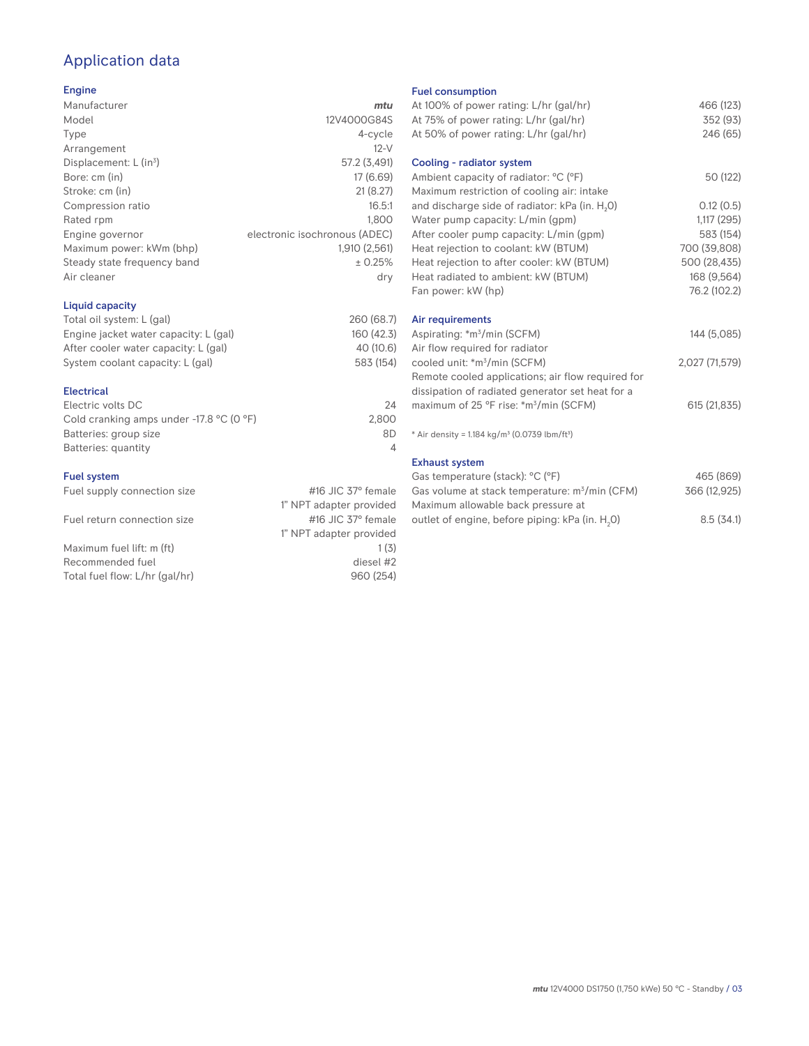# Application data

## Engine

| | |
|---|---|
| Manufacturer | *mtu* |
| Model | 12V4000G84S |
| Type | 4-cycle |
| Arrangement | 12-V |
| Displacement: L ($in^3$) | 57.2 (3,491) |
| Bore: cm (in) | 17 (6.69) |
| Stroke: cm (in) | 21 (8.27) |
| Compression ratio | 16.5:1 |
| Rated rpm | 1,800 |
| Engine governor | electronic isochronous (ADEC) |
| Maximum power: kWm (bhp) | 1,910 (2,561) |
| Steady state frequency band | ± 0.25% |
| Air cleaner | dry |

## Liquid capacity

| | |
|---|---|
| Total oil system: L (gal) | 260 (68.7) |
| Engine jacket water capacity: L (gal) | 160 (42.3) |
| After cooler water capacity: L (gal) | 40 (10.6) |
| System coolant capacity: L (gal) | 583 (154) |

## Electrical

| | |
|---|---|
| Electric volts DC | 24 |
| Cold cranking amps under -17.8 °C (0 °F) | 2,800 |
| Batteries: group size | 8D |
| Batteries: quantity | 4 |

## Fuel system

| | |
|---|---|
| Fuel supply connection size | #16 JIC 37° female<br>1" NPT adapter provided |
| Fuel return connection size | #16 JIC 37° female<br>1" NPT adapter provided |
| Maximum fuel lift: m (ft) | 1 (3) |
| Recommended fuel | diesel #2 |
| Total fuel flow: L/hr (gal/hr) | 960 (254) |

## Fuel consumption

| | |
|---|---|
| At 100% of power rating: L/hr (gal/hr) | 466 (123) |
| At 75% of power rating: L/hr (gal/hr) | 352 (93) |
| At 50% of power rating: L/hr (gal/hr) | 246 (65) |

## Cooling - radiator system

| | |
|---|---|
| Ambient capacity of radiator: °C (°F) | 50 (122) |
| Maximum restriction of cooling air: intake and discharge side of radiator: kPa (in. $H_2O$) | 0.12 (0.5) |
| Water pump capacity: L/min (gpm) | 1,117 (295) |
| After cooler pump capacity: L/min (gpm) | 583 (154) |
| Heat rejection to coolant: kW (BTUM) | 700 (39,808) |
| Heat rejection to after cooler: kW (BTUM) | 500 (28,435) |
| Heat radiated to ambient: kW (BTUM) | 168 (9,564) |
| Fan power: kW (hp) | 76.2 (102.2) |

## Air requirements

| | |
|---|---|
| Aspirating: *$m^3$/min (SCFM) | 144 (5,085) |
| Air flow required for radiator cooled unit: *$m^3$/min (SCFM) | 2,027 (71,579) |
| Remote cooled applications; air flow required for dissipation of radiated generator set heat for a maximum of 25 °F rise: *$m^3$/min (SCFM) | 615 (21,835) |

* Air density = 1.184 kg/$m^3$ (0.0739 lbm/$ft^3$)

## Exhaust system

| | |
|---|---|
| Gas temperature (stack): °C (°F) | 465 (869) |
| Gas volume at stack temperature: $m^3$/min (CFM) | 366 (12,925) |
| Maximum allowable back pressure at outlet of engine, before piping: kPa (in. $H_2O$) | 8.5 (34.1) |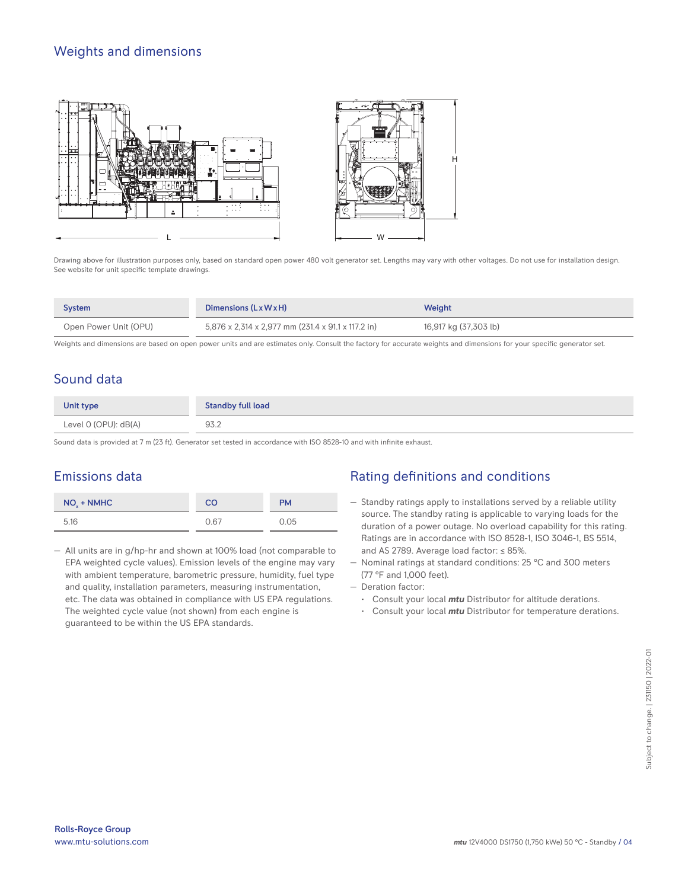## Weights and dimensions

L

W

H

Drawing above for illustration purposes only, based on standard open power 480 volt generator set. Lengths may vary with other voltages. Do not use for installation design. See website for unit specific template drawings.

| System | Dimensions (L x W x H) | Weight |
| --- | --- | --- |
| Open Power Unit (OPU) | 5,876 x 2,314 x 2,977 mm (231.4 x 91.1 x 117.2 in) | 16,917 kg (37,303 lb) |

Weights and dimensions are based on open power units and are estimates only. Consult the factory for accurate weights and dimensions for your specific generator set.

## Sound data

| Unit type | Standby full load |
| --- | --- |
| Level 0 (OPU): dB(A) | 93.2 |

Sound data is provided at 7 m (23 ft). Generator set tested in accordance with ISO 8528-10 and with infinite exhaust.

## Emissions data

| $NO_x$ + NMHC | CO | PM |
| --- | --- | --- |
| 5.16 | 0.67 | 0.05 |

- All units are in g/hp-hr and shown at 100% load (not comparable to EPA weighted cycle values). Emission levels of the engine may vary with ambient temperature, barometric pressure, humidity, fuel type and quality, installation parameters, measuring instrumentation, etc. The data was obtained in compliance with US EPA regulations. The weighted cycle value (not shown) from each engine is guaranteed to be within the US EPA standards.

## Rating definitions and conditions

- Standby ratings apply to installations served by a reliable utility source. The standby rating is applicable to varying loads for the duration of a power outage. No overload capability for this rating. Ratings are in accordance with ISO 8528-1, ISO 3046-1, BS 5514, and AS 2789. Average load factor: ≤ 85%.
- Nominal ratings at standard conditions: 25 °C and 300 meters (77 °F and 1,000 feet).
- Deration factor:
  - Consult your local ***mtu*** Distributor for altitude derations.
  - Consult your local ***mtu*** Distributor for temperature derations.

Subject to change. | 231150 | 2022-01

Rolls-Royce Group
www.mtu-solutions.com